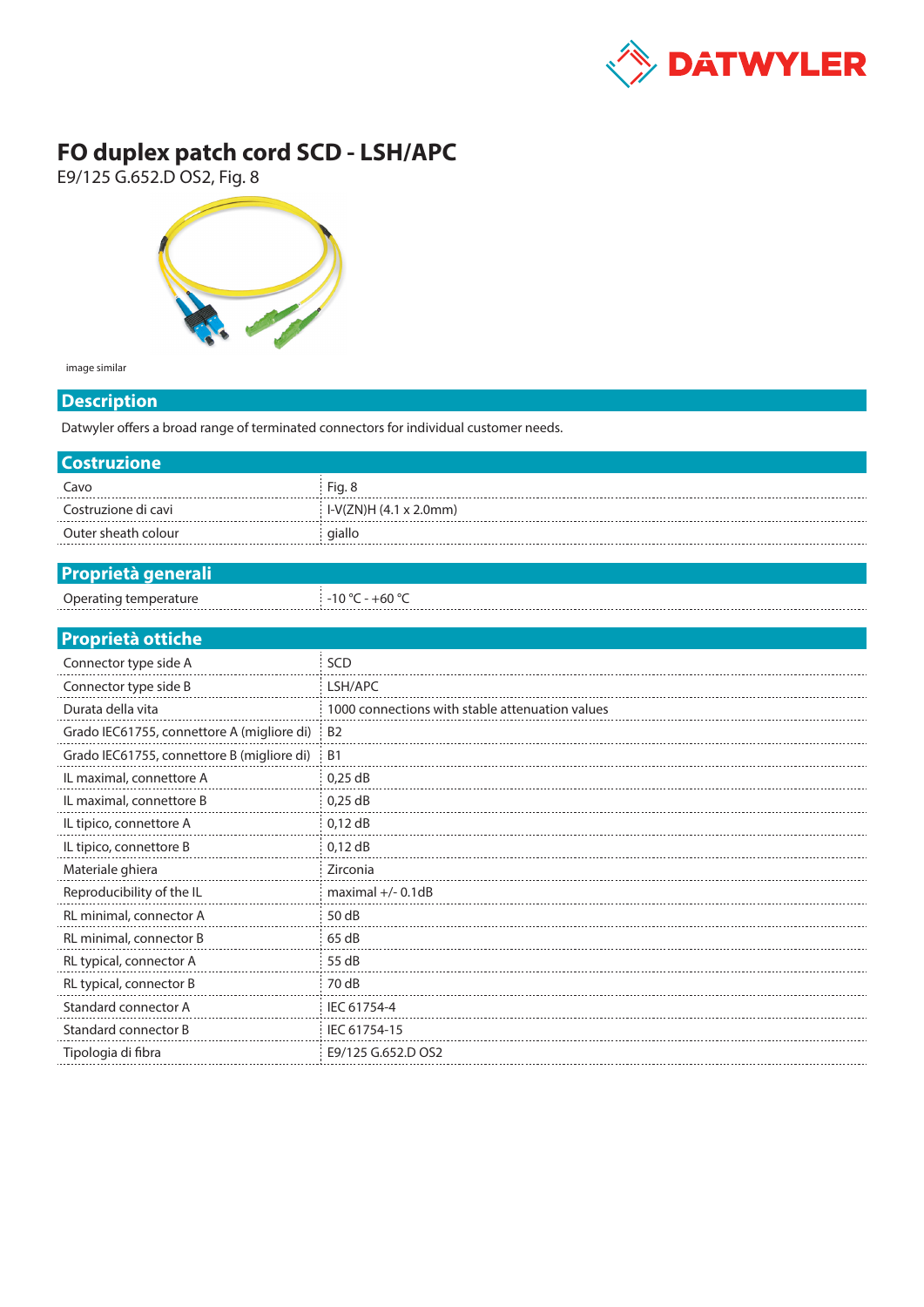# FO duplex patch cord SCD - LSH/APC

E9/125 G.652.D OS2, Fig. 8

image similar

## Description

Datwyler offers a broad range of terminated connectors for individual customer needs.

## Costruzione

| | |
|---|---|
| Cavo | Fig. 8 |
| Costruzione di cavi | I-V(ZN)H (4.1 x 2.0mm) |
| Outer sheath colour | giallo |

## Proprietà generali

| | |
|---|---|
| Operating temperature | -10 °C - +60 °C |

## Proprietà ottiche

| | |
|---|---|
| Connector type side A | SCD |
| Connector type side B | LSH/APC |
| Durata della vita | 1000 connections with stable attenuation values |
| Grado IEC61755, connettore A (migliore di) | B2 |
| Grado IEC61755, connettore B (migliore di) | B1 |
| IL maximal, connettore A | 0,25 dB |
| IL maximal, connettore B | 0,25 dB |
| IL tipico, connettore A | 0,12 dB |
| IL tipico, connettore B | 0,12 dB |
| Materiale ghiera | Zirconia |
| Reproducibility of the IL | maximal +/- 0.1dB |
| RL minimal, connector A | 50 dB |
| RL minimal, connector B | 65 dB |
| RL typical, connector A | 55 dB |
| RL typical, connector B | 70 dB |
| Standard connector A | IEC 61754-4 |
| Standard connector B | IEC 61754-15 |
| Tipologia di fibra | E9/125 G.652.D OS2 |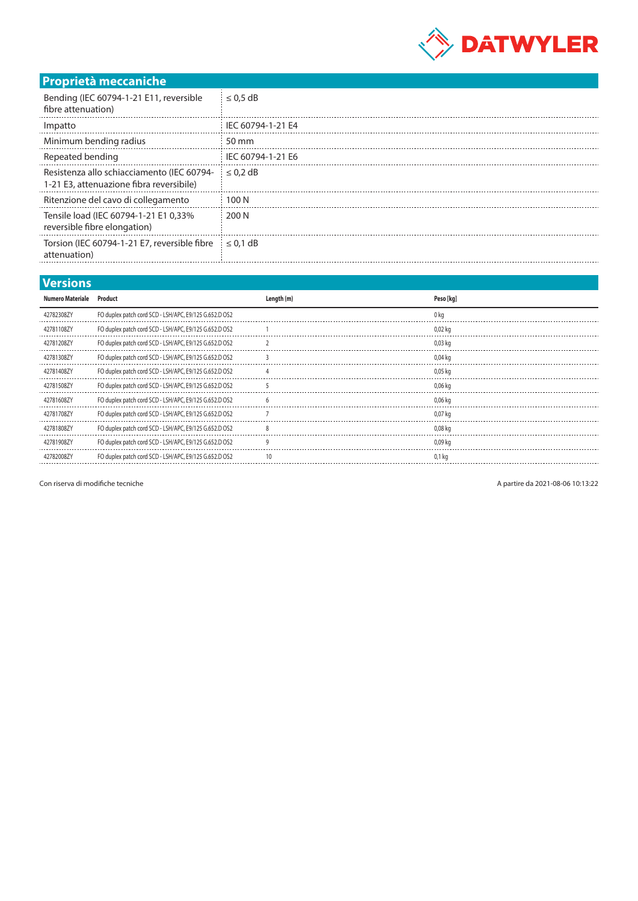## Proprietà meccaniche

| | |
|---|---|
| Bending (IEC 60794-1-21 E11, reversible fibre attenuation) | ≤ 0,5 dB |
| Impatto | IEC 60794-1-21 E4 |
| Minimum bending radius | 50 mm |
| Repeated bending | IEC 60794-1-21 E6 |
| Resistenza allo schiacciamento (IEC 60794-1-21 E3, attenuazione fibra reversibile) | ≤ 0,2 dB |
| Ritenzione del cavo di collegamento | 100 N |
| Tensile load (IEC 60794-1-21 E1 0,33% reversible fibre elongation) | 200 N |
| Torsion (IEC 60794-1-21 E7, reversible fibre attenuation) | ≤ 0,1 dB |

## Versions

| Numero Materiale | Product | Length (m) | Peso [kg] |
|---|---|---|---|
| 42782308ZY | FO duplex patch cord SCD - LSH/APC, E9/125 G.652.D OS2 | | 0 kg |
| 42781108ZY | FO duplex patch cord SCD - LSH/APC, E9/125 G.652.D OS2 | 1 | 0,02 kg |
| 42781208ZY | FO duplex patch cord SCD - LSH/APC, E9/125 G.652.D OS2 | 2 | 0,03 kg |
| 42781308ZY | FO duplex patch cord SCD - LSH/APC, E9/125 G.652.D OS2 | 3 | 0,04 kg |
| 42781408ZY | FO duplex patch cord SCD - LSH/APC, E9/125 G.652.D OS2 | 4 | 0,05 kg |
| 42781508ZY | FO duplex patch cord SCD - LSH/APC, E9/125 G.652.D OS2 | 5 | 0,06 kg |
| 42781608ZY | FO duplex patch cord SCD - LSH/APC, E9/125 G.652.D OS2 | 6 | 0,06 kg |
| 42781708ZY | FO duplex patch cord SCD - LSH/APC, E9/125 G.652.D OS2 | 7 | 0,07 kg |
| 42781808ZY | FO duplex patch cord SCD - LSH/APC, E9/125 G.652.D OS2 | 8 | 0,08 kg |
| 42781908ZY | FO duplex patch cord SCD - LSH/APC, E9/125 G.652.D OS2 | 9 | 0,09 kg |
| 42782008ZY | FO duplex patch cord SCD - LSH/APC, E9/125 G.652.D OS2 | 10 | 0,1 kg |

Con riserva di modifiche tecniche

A partire da 2021-08-06 10:13:22